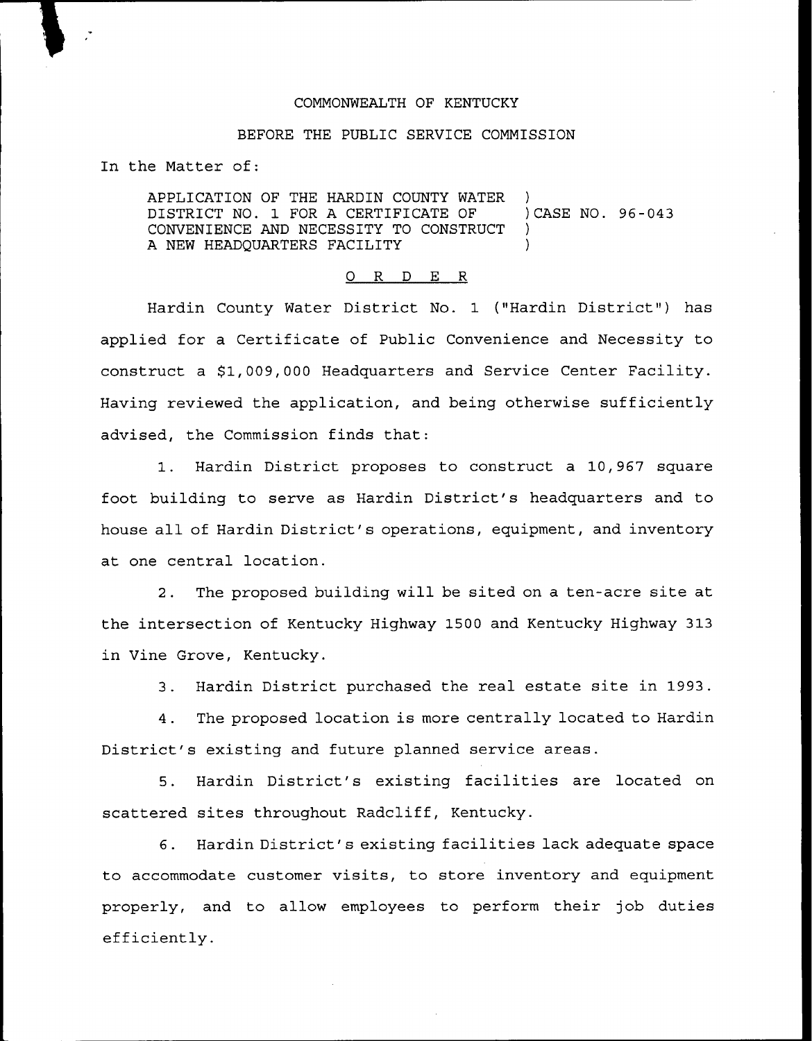COMMONWEALTH OF KENTUCKY

BEFORE THE PUBLIC SERVICE COMMISSION

In the Matter of:

| | |
|---|---|
| APPLICATION OF THE HARDIN COUNTY WATER DISTRICT NO. 1 FOR A CERTIFICATE OF CONVENIENCE AND NECESSITY TO CONSTRUCT A NEW HEADQUARTERS FACILITY | ) CASE NO. 96-043 |

## O R D E R

Hardin County Water District No. 1 ("Hardin District") has applied for a Certificate of Public Convenience and Necessity to construct a $1,009,000 Headquarters and Service Center Facility. Having reviewed the application, and being otherwise sufficiently advised, the Commission finds that:

1. Hardin District proposes to construct a 10,967 square foot building to serve as Hardin District's headquarters and to house all of Hardin District's operations, equipment, and inventory at one central location.

2. The proposed building will be sited on a ten-acre site at the intersection of Kentucky Highway 1500 and Kentucky Highway 313 in Vine Grove, Kentucky.

3. Hardin District purchased the real estate site in 1993.

4. The proposed location is more centrally located to Hardin District's existing and future planned service areas.

5. Hardin District's existing facilities are located on scattered sites throughout Radcliff, Kentucky.

6. Hardin District's existing facilities lack adequate space to accommodate customer visits, to store inventory and equipment properly, and to allow employees to perform their job duties efficiently.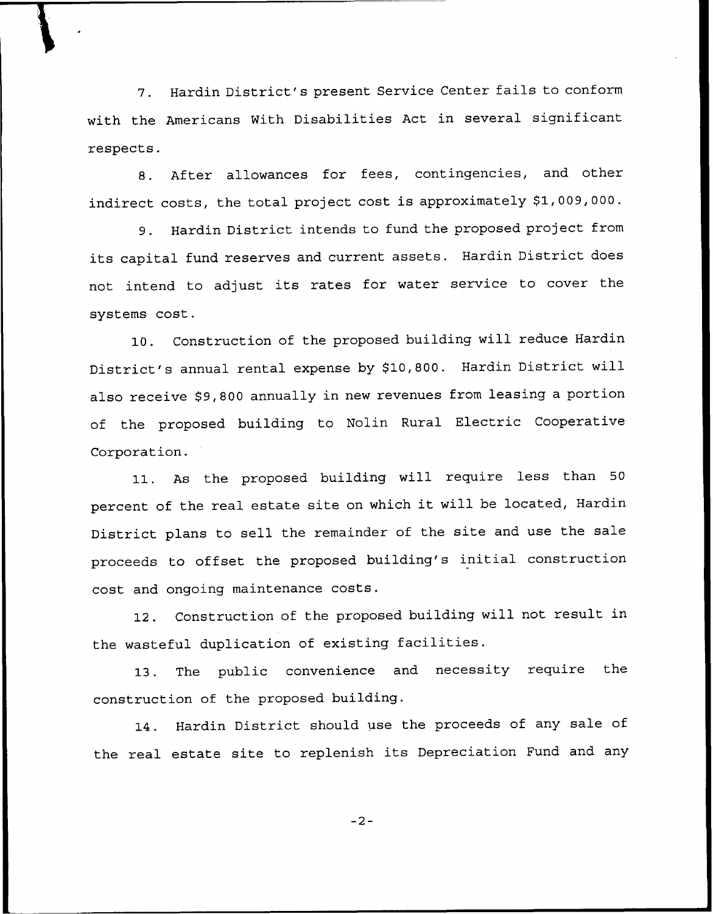7. Hardin District's present Service Center fails to conform with the Americans With Disabilities Act in several significant respects.

8. After allowances for fees, contingencies, and other indirect costs, the total project cost is approximately $1,009,000.

9. Hardin District intends to fund the proposed project from its capital fund reserves and current assets. Hardin District does not intend to adjust its rates for water service to cover the systems cost.

10. Construction of the proposed building will reduce Hardin District's annual rental expense by $10,800. Hardin District will also receive $9,800 annually in new revenues from leasing a portion of the proposed building to Nolin Rural Electric Cooperative Corporation.

11. As the proposed building will require less than 50 percent of the real estate site on which it will be located, Hardin District plans to sell the remainder of the site and use the sale proceeds to offset the proposed building's initial construction cost and ongoing maintenance costs.

12. Construction of the proposed building will not result in the wasteful duplication of existing facilities.

13. The public convenience and necessity require the construction of the proposed building.

14. Hardin District should use the proceeds of any sale of the real estate site to replenish its Depreciation Fund and any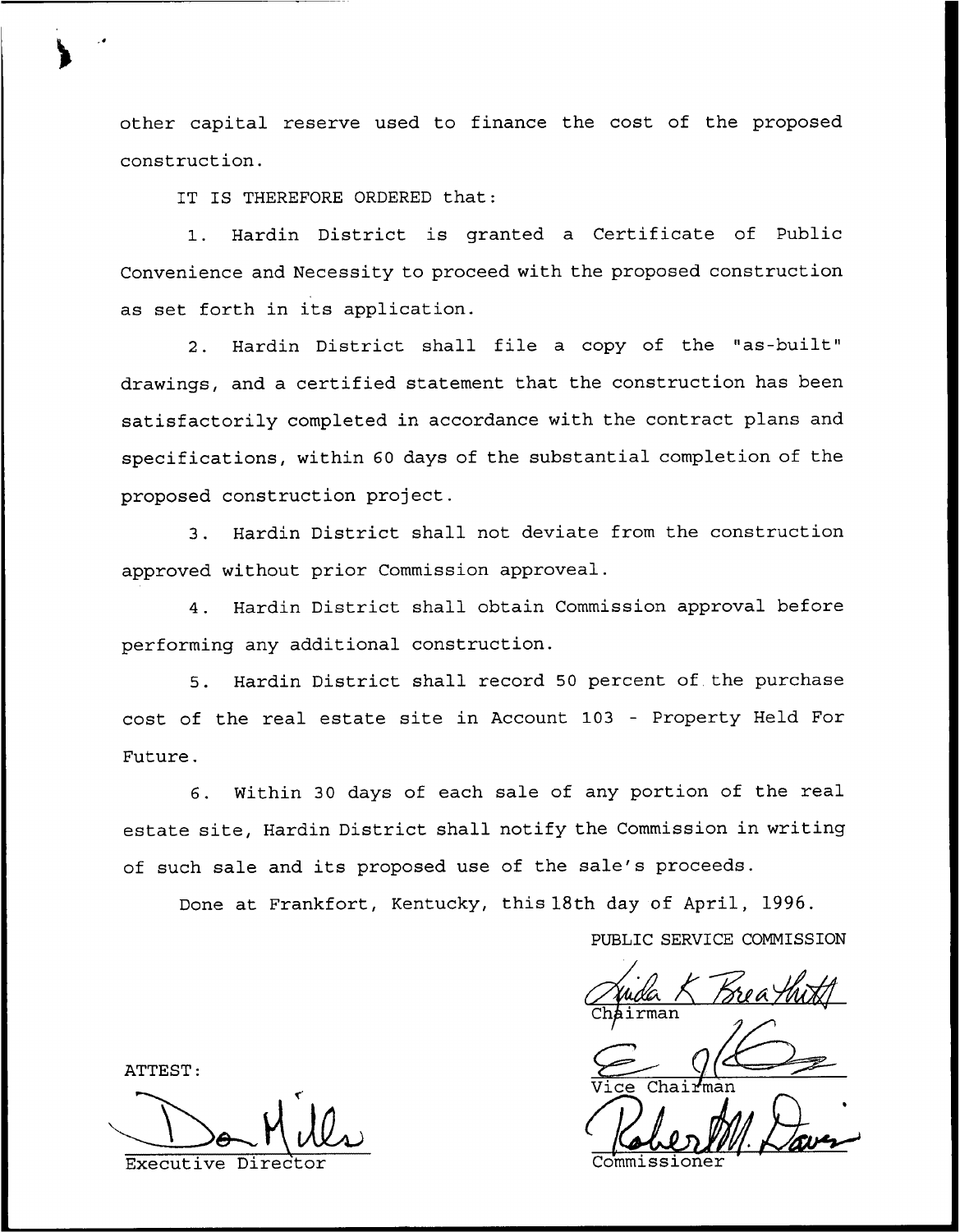other capital reserve used to finance the cost of the proposed construction.

IT IS THEREFORE ORDERED that:

1. Hardin District is granted a Certificate of Public Convenience and Necessity to proceed with the proposed construction as set forth in its application.

2. Hardin District shall file a copy of the "as-built" drawings, and a certified statement that the construction has been satisfactorily completed in accordance with the contract plans and specifications, within 60 days of the substantial completion of the proposed construction project.

3. Hardin District shall not deviate from the construction approved without prior Commission approveal.

4. Hardin District shall obtain Commission approval before performing any additional construction.

5. Hardin District shall record 50 percent of the purchase cost of the real estate site in Account 103 - Property Held For Future.

6. Within 30 days of each sale of any portion of the real estate site, Hardin District shall notify the Commission in writing of such sale and its proposed use of the sale's proceeds.

Done at Frankfort, Kentucky, this 18th day of April, 1996.

PUBLIC SERVICE COMMISSION

Linda K Breathitt
Chairman

Vice Chairman

Robert M. Davis
Commissioner

ATTEST:

Don Mills
Executive Director